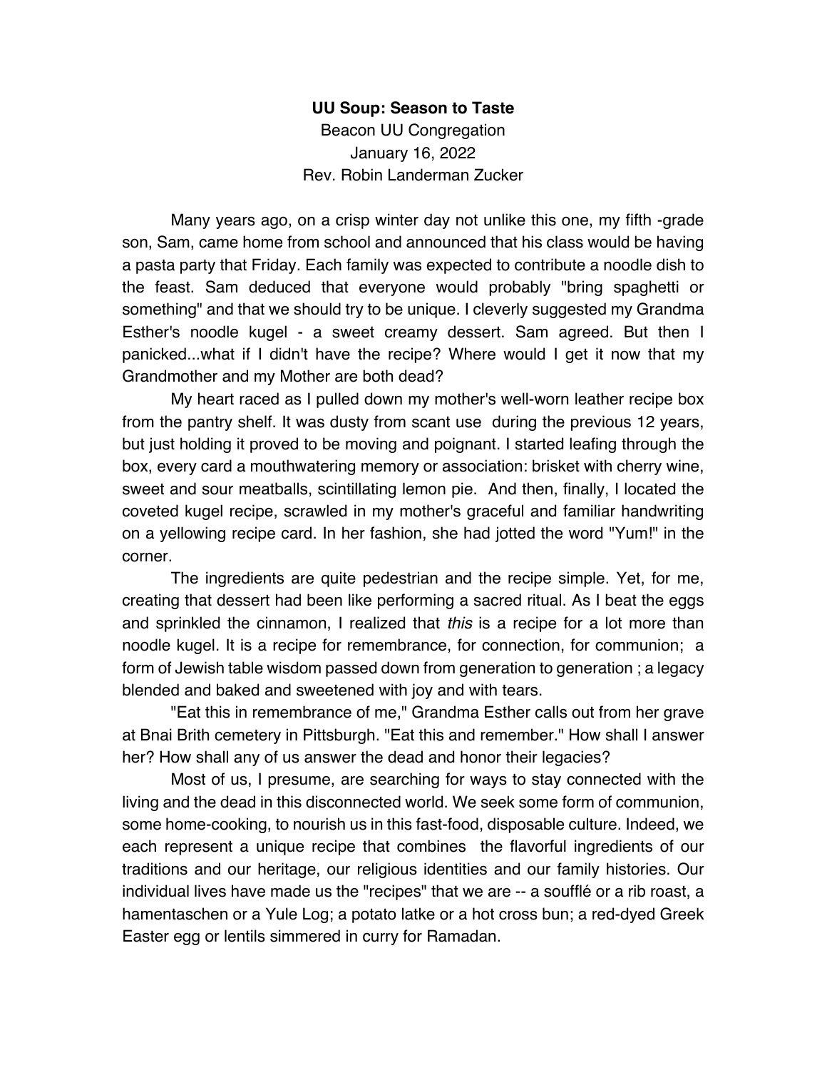**UU Soup: Season to Taste**

Beacon UU Congregation

January 16, 2022

Rev. Robin Landerman Zucker

Many years ago, on a crisp winter day not unlike this one, my fifth -grade son, Sam, came home from school and announced that his class would be having a pasta party that Friday. Each family was expected to contribute a noodle dish to the feast. Sam deduced that everyone would probably "bring spaghetti or something" and that we should try to be unique. I cleverly suggested my Grandma Esther's noodle kugel - a sweet creamy dessert. Sam agreed. But then I panicked...what if I didn't have the recipe? Where would I get it now that my Grandmother and my Mother are both dead?

My heart raced as I pulled down my mother's well-worn leather recipe box from the pantry shelf. It was dusty from scant use during the previous 12 years, but just holding it proved to be moving and poignant. I started leafing through the box, every card a mouthwatering memory or association: brisket with cherry wine, sweet and sour meatballs, scintillating lemon pie. And then, finally, I located the coveted kugel recipe, scrawled in my mother's graceful and familiar handwriting on a yellowing recipe card. In her fashion, she had jotted the word "Yum!" in the corner.

The ingredients are quite pedestrian and the recipe simple. Yet, for me, creating that dessert had been like performing a sacred ritual. As I beat the eggs and sprinkled the cinnamon, I realized that *this* is a recipe for a lot more than noodle kugel. It is a recipe for remembrance, for connection, for communion; a form of Jewish table wisdom passed down from generation to generation ; a legacy blended and baked and sweetened with joy and with tears.

"Eat this in remembrance of me," Grandma Esther calls out from her grave at Bnai Brith cemetery in Pittsburgh. "Eat this and remember." How shall I answer her? How shall any of us answer the dead and honor their legacies?

Most of us, I presume, are searching for ways to stay connected with the living and the dead in this disconnected world. We seek some form of communion, some home-cooking, to nourish us in this fast-food, disposable culture. Indeed, we each represent a unique recipe that combines the flavorful ingredients of our traditions and our heritage, our religious identities and our family histories. Our individual lives have made us the "recipes" that we are -- a soufflé or a rib roast, a hamentaschen or a Yule Log; a potato latke or a hot cross bun; a red-dyed Greek Easter egg or lentils simmered in curry for Ramadan.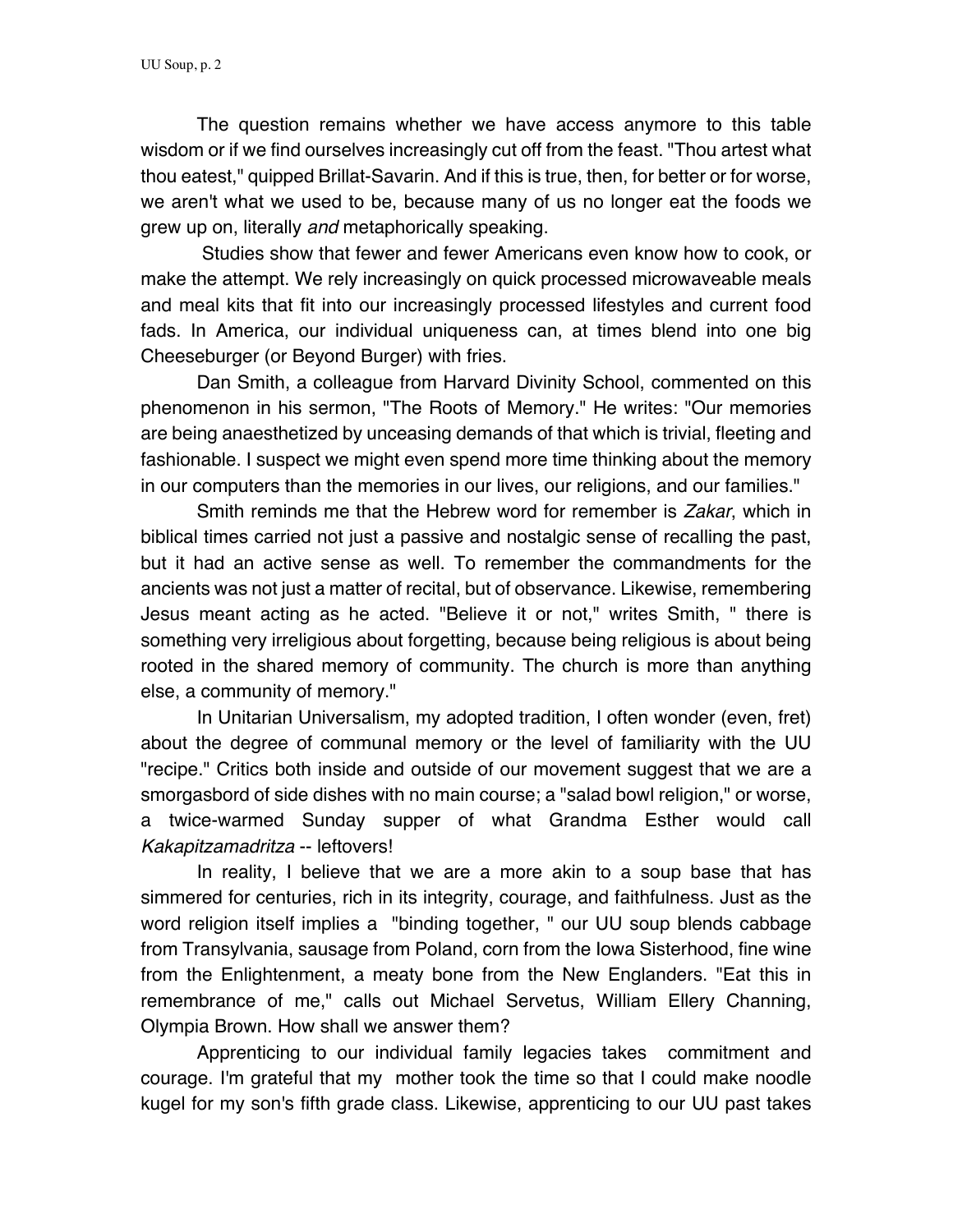The question remains whether we have access anymore to this table wisdom or if we find ourselves increasingly cut off from the feast. "Thou artest what thou eatest," quipped Brillat-Savarin. And if this is true, then, for better or for worse, we aren't what we used to be, because many of us no longer eat the foods we grew up on, literally *and* metaphorically speaking.

Studies show that fewer and fewer Americans even know how to cook, or make the attempt. We rely increasingly on quick processed microwaveable meals and meal kits that fit into our increasingly processed lifestyles and current food fads. In America, our individual uniqueness can, at times blend into one big Cheeseburger (or Beyond Burger) with fries.

Dan Smith, a colleague from Harvard Divinity School, commented on this phenomenon in his sermon, "The Roots of Memory." He writes: "Our memories are being anaesthetized by unceasing demands of that which is trivial, fleeting and fashionable. I suspect we might even spend more time thinking about the memory in our computers than the memories in our lives, our religions, and our families."

Smith reminds me that the Hebrew word for remember is *Zakar*, which in biblical times carried not just a passive and nostalgic sense of recalling the past, but it had an active sense as well. To remember the commandments for the ancients was not just a matter of recital, but of observance. Likewise, remembering Jesus meant acting as he acted. "Believe it or not," writes Smith, " there is something very irreligious about forgetting, because being religious is about being rooted in the shared memory of community. The church is more than anything else, a community of memory."

In Unitarian Universalism, my adopted tradition, I often wonder (even, fret) about the degree of communal memory or the level of familiarity with the UU "recipe." Critics both inside and outside of our movement suggest that we are a smorgasbord of side dishes with no main course; a "salad bowl religion," or worse, a twice-warmed Sunday supper of what Grandma Esther would call *Kakapitzamadritza* -- leftovers!

In reality, I believe that we are a more akin to a soup base that has simmered for centuries, rich in its integrity, courage, and faithfulness. Just as the word religion itself implies a "binding together, " our UU soup blends cabbage from Transylvania, sausage from Poland, corn from the Iowa Sisterhood, fine wine from the Enlightenment, a meaty bone from the New Englanders. "Eat this in remembrance of me," calls out Michael Servetus, William Ellery Channing, Olympia Brown. How shall we answer them?

Apprenticing to our individual family legacies takes commitment and courage. I'm grateful that my mother took the time so that I could make noodle kugel for my son's fifth grade class. Likewise, apprenticing to our UU past takes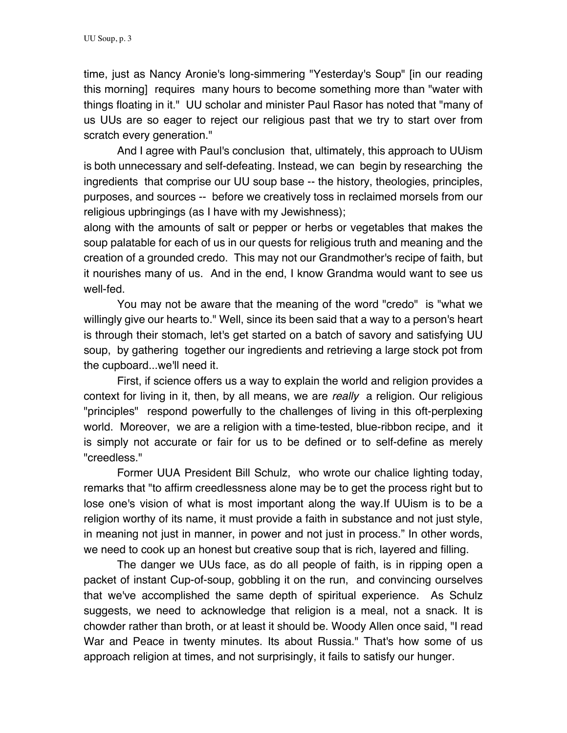time, just as Nancy Aronie's long-simmering "Yesterday's Soup" [in our reading this morning] requires many hours to become something more than "water with things floating in it." UU scholar and minister Paul Rasor has noted that "many of us UUs are so eager to reject our religious past that we try to start over from scratch every generation."

And I agree with Paul's conclusion that, ultimately, this approach to UUism is both unnecessary and self-defeating. Instead, we can begin by researching the ingredients that comprise our UU soup base -- the history, theologies, principles, purposes, and sources -- before we creatively toss in reclaimed morsels from our religious upbringings (as I have with my Jewishness);
along with the amounts of salt or pepper or herbs or vegetables that makes the soup palatable for each of us in our quests for religious truth and meaning and the creation of a grounded credo. This may not our Grandmother's recipe of faith, but it nourishes many of us. And in the end, I know Grandma would want to see us well-fed.

You may not be aware that the meaning of the word "credo" is "what we willingly give our hearts to." Well, since its been said that a way to a person's heart is through their stomach, let's get started on a batch of savory and satisfying UU soup, by gathering together our ingredients and retrieving a large stock pot from the cupboard...we'll need it.

First, if science offers us a way to explain the world and religion provides a context for living in it, then, by all means, we are *really* a religion. Our religious "principles" respond powerfully to the challenges of living in this oft-perplexing world. Moreover, we are a religion with a time-tested, blue-ribbon recipe, and it is simply not accurate or fair for us to be defined or to self-define as merely "creedless."

Former UUA President Bill Schulz, who wrote our chalice lighting today, remarks that "to affirm creedlessness alone may be to get the process right but to lose one's vision of what is most important along the way.If UUism is to be a religion worthy of its name, it must provide a faith in substance and not just style, in meaning not just in manner, in power and not just in process." In other words, we need to cook up an honest but creative soup that is rich, layered and filling.

The danger we UUs face, as do all people of faith, is in ripping open a packet of instant Cup-of-soup, gobbling it on the run, and convincing ourselves that we've accomplished the same depth of spiritual experience. As Schulz suggests, we need to acknowledge that religion is a meal, not a snack. It is chowder rather than broth, or at least it should be. Woody Allen once said, "I read War and Peace in twenty minutes. Its about Russia." That's how some of us approach religion at times, and not surprisingly, it fails to satisfy our hunger.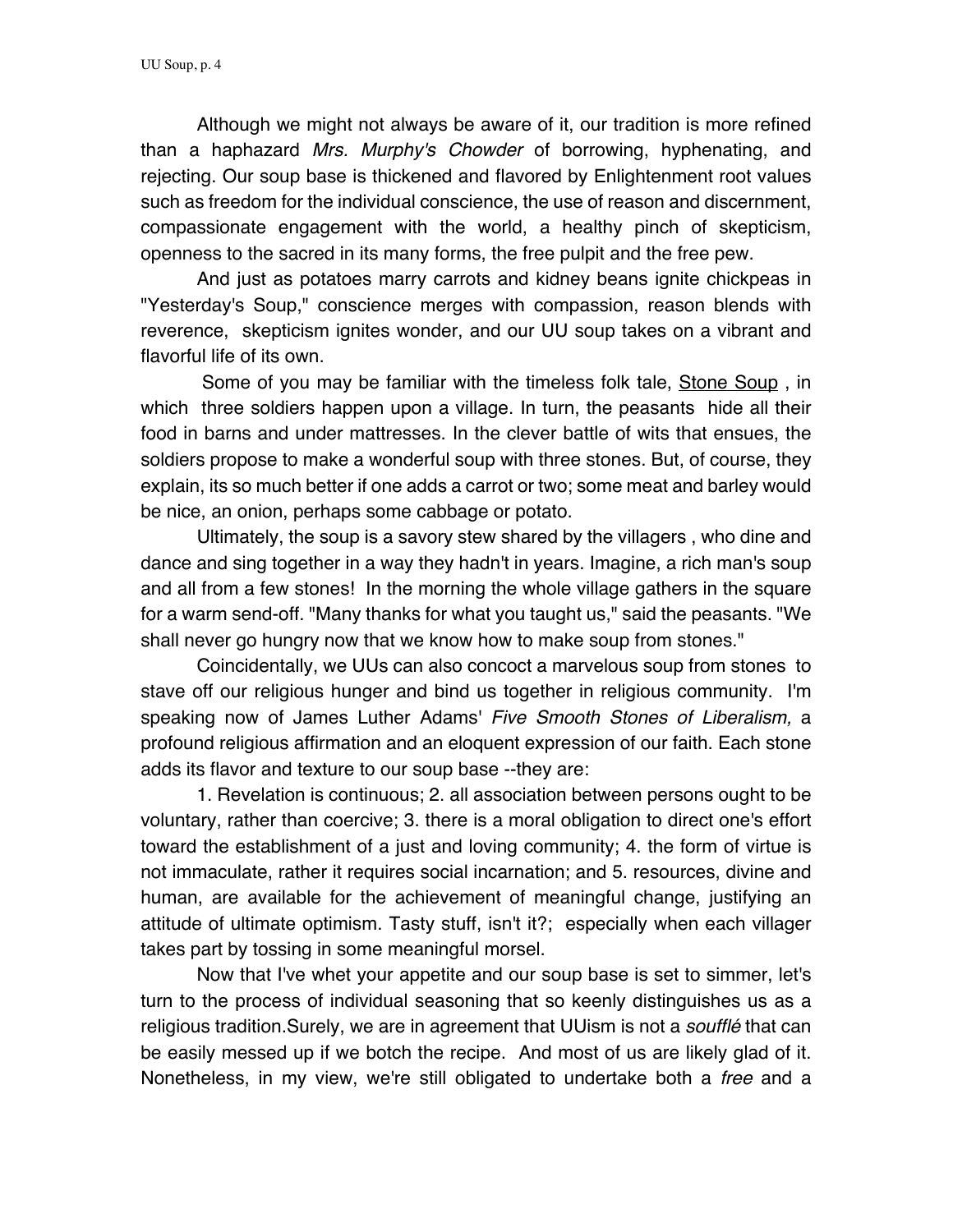Although we might not always be aware of it, our tradition is more refined than a haphazard *Mrs. Murphy's Chowder* of borrowing, hyphenating, and rejecting. Our soup base is thickened and flavored by Enlightenment root values such as freedom for the individual conscience, the use of reason and discernment, compassionate engagement with the world, a healthy pinch of skepticism, openness to the sacred in its many forms, the free pulpit and the free pew.

And just as potatoes marry carrots and kidney beans ignite chickpeas in "Yesterday's Soup," conscience merges with compassion, reason blends with reverence, skepticism ignites wonder, and our UU soup takes on a vibrant and flavorful life of its own.

Some of you may be familiar with the timeless folk tale, Stone Soup , in which three soldiers happen upon a village. In turn, the peasants hide all their food in barns and under mattresses. In the clever battle of wits that ensues, the soldiers propose to make a wonderful soup with three stones. But, of course, they explain, its so much better if one adds a carrot or two; some meat and barley would be nice, an onion, perhaps some cabbage or potato.

Ultimately, the soup is a savory stew shared by the villagers , who dine and dance and sing together in a way they hadn't in years. Imagine, a rich man's soup and all from a few stones! In the morning the whole village gathers in the square for a warm send-off. "Many thanks for what you taught us," said the peasants. "We shall never go hungry now that we know how to make soup from stones."

Coincidentally, we UUs can also concoct a marvelous soup from stones to stave off our religious hunger and bind us together in religious community. I'm speaking now of James Luther Adams' *Five Smooth Stones of Liberalism,* a profound religious affirmation and an eloquent expression of our faith. Each stone adds its flavor and texture to our soup base --they are:

1. Revelation is continuous; 2. all association between persons ought to be voluntary, rather than coercive; 3. there is a moral obligation to direct one's effort toward the establishment of a just and loving community; 4. the form of virtue is not immaculate, rather it requires social incarnation; and 5. resources, divine and human, are available for the achievement of meaningful change, justifying an attitude of ultimate optimism. Tasty stuff, isn't it?; especially when each villager takes part by tossing in some meaningful morsel.

Now that I've whet your appetite and our soup base is set to simmer, let's turn to the process of individual seasoning that so keenly distinguishes us as a religious tradition.Surely, we are in agreement that UUism is not a *soufflé* that can be easily messed up if we botch the recipe. And most of us are likely glad of it. Nonetheless, in my view, we're still obligated to undertake both a *free* and a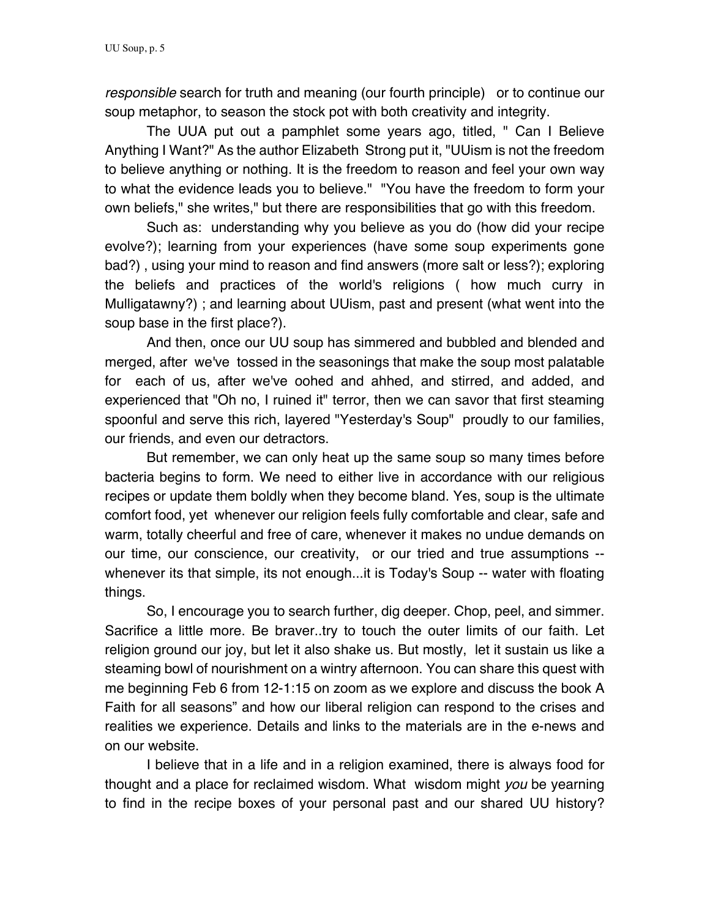*responsible* search for truth and meaning (our fourth principle) or to continue our soup metaphor, to season the stock pot with both creativity and integrity.

The UUA put out a pamphlet some years ago, titled, " Can I Believe Anything I Want?" As the author Elizabeth Strong put it, "UUism is not the freedom to believe anything or nothing. It is the freedom to reason and feel your own way to what the evidence leads you to believe." "You have the freedom to form your own beliefs," she writes," but there are responsibilities that go with this freedom.

Such as: understanding why you believe as you do (how did your recipe evolve?); learning from your experiences (have some soup experiments gone bad?) , using your mind to reason and find answers (more salt or less?); exploring the beliefs and practices of the world's religions ( how much curry in Mulligatawny?) ; and learning about UUism, past and present (what went into the soup base in the first place?).

And then, once our UU soup has simmered and bubbled and blended and merged, after we've tossed in the seasonings that make the soup most palatable for each of us, after we've oohed and ahhed, and stirred, and added, and experienced that "Oh no, I ruined it" terror, then we can savor that first steaming spoonful and serve this rich, layered "Yesterday's Soup" proudly to our families, our friends, and even our detractors.

But remember, we can only heat up the same soup so many times before bacteria begins to form. We need to either live in accordance with our religious recipes or update them boldly when they become bland. Yes, soup is the ultimate comfort food, yet whenever our religion feels fully comfortable and clear, safe and warm, totally cheerful and free of care, whenever it makes no undue demands on our time, our conscience, our creativity, or our tried and true assumptions -- whenever its that simple, its not enough...it is Today's Soup -- water with floating things.

So, I encourage you to search further, dig deeper. Chop, peel, and simmer. Sacrifice a little more. Be braver..try to touch the outer limits of our faith. Let religion ground our joy, but let it also shake us. But mostly, let it sustain us like a steaming bowl of nourishment on a wintry afternoon. You can share this quest with me beginning Feb 6 from 12-1:15 on zoom as we explore and discuss the book A Faith for all seasons" and how our liberal religion can respond to the crises and realities we experience. Details and links to the materials are in the e-news and on our website.

I believe that in a life and in a religion examined, there is always food for thought and a place for reclaimed wisdom. What wisdom might *you* be yearning to find in the recipe boxes of your personal past and our shared UU history?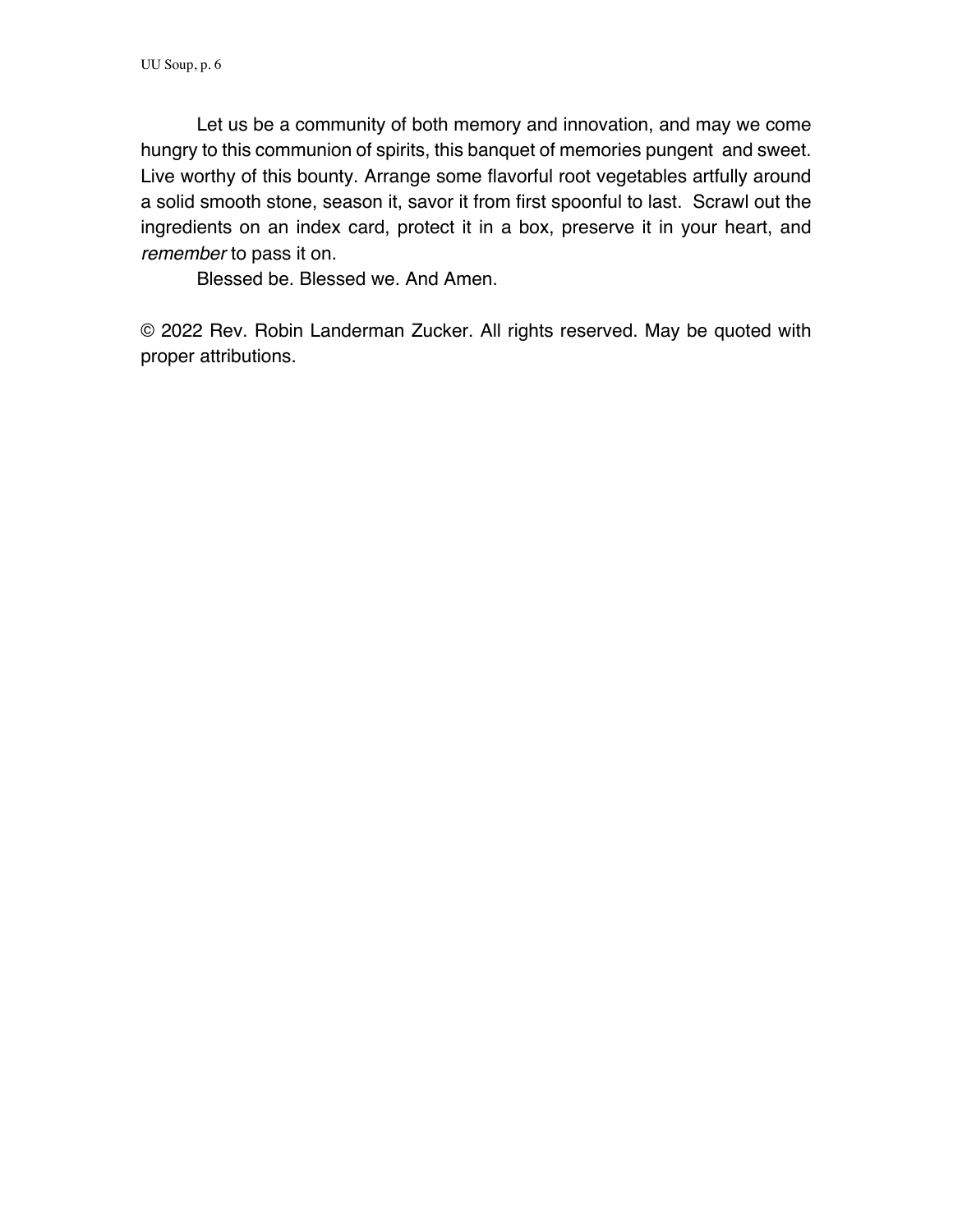Let us be a community of both memory and innovation, and may we come hungry to this communion of spirits, this banquet of memories pungent and sweet. Live worthy of this bounty. Arrange some flavorful root vegetables artfully around a solid smooth stone, season it, savor it from first spoonful to last. Scrawl out the ingredients on an index card, protect it in a box, preserve it in your heart, and *remember* to pass it on.

Blessed be. Blessed we. And Amen.

© 2022 Rev. Robin Landerman Zucker. All rights reserved. May be quoted with proper attributions.